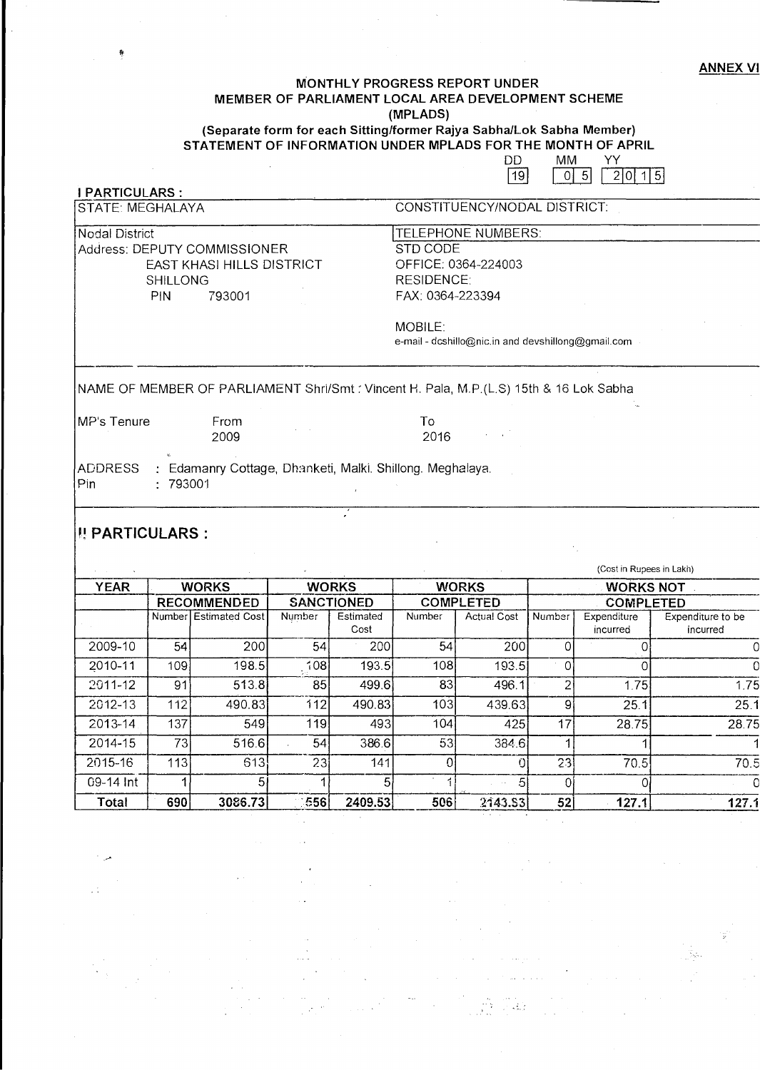**ANNEX VI**

# MONTHLY PROGRESS REPORT UNDER MEMBER OF PARLIAMENT LOCAL AREA DEVELOPMENT SCHEME (MPLADS)

**(Separate form for each Sitting/former Rajya Sabha/Lok Sabha Member)**

**STATEMENT OF INFORMATION UNDER MPLADS FOR THE MONTH OF APRIL**

| DD | MM | YY |
|---|---|---|
| 19 | 05 | 2015 |

## I PARTICULARS :

STATE: MEGHALAYA

CONSTITUENCY/NODAL DISTRICT:

Nodal District
Address: DEPUTY COMMISSIONER
EAST KHASI HILLS DISTRICT
SHILLONG
PIN 793001

TELEPHONE NUMBERS:
STD CODE
OFFICE: 0364-224003
RESIDENCE:
FAX: 0364-223394

MOBILE:
e-mail - dcshillo@nic.in and devshillong@gmail.com

NAME OF MEMBER OF PARLIAMENT Shri/Smt : Vincent H. Pala, M.P.(L.S) 15th & 16 Lok Sabha

MP's Tenure From 2009 To 2016

ADDRESS : Edamanry Cottage, Dhanketi, Malki. Shillong. Meghalaya.
Pin : 793001

## II PARTICULARS :

(Cost in Rupees in Lakh)

| YEAR | WORKS RECOMMENDED | | WORKS SANCTIONED | | WORKS COMPLETED | | WORKS NOT COMPLETED | | |
|---|---|---|---|---|---|---|---|---|---|
| | Number | Estimated Cost | Number | Estimated Cost | Number | Actual Cost | Number | Expenditure incurred | Expenditure to be incurred |
| 2009-10 | 54 | 200 | 54 | 200 | 54 | 200 | 0 | 0 | 0 |
| 2010-11 | 109 | 198.5 | 108 | 193.5 | 108 | 193.5 | 0 | 0 | 0 |
| 2011-12 | 91 | 513.8 | 85 | 499.6 | 83 | 496.1 | 2 | 1.75 | 1.75 |
| 2012-13 | 112 | 490.83 | 112 | 490.83 | 103 | 439.63 | 9 | 25.1 | 25.1 |
| 2013-14 | 137 | 549 | 119 | 493 | 104 | 425 | 17 | 28.75 | 28.75 |
| 2014-15 | 73 | 516.6 | 54 | 386.6 | 53 | 384.6 | 1 | 1 | 1 |
| 2015-16 | 113 | 613 | 23 | 141 | 0 | 0 | 23 | 70.5 | 70.5 |
| 09-14 Int | 1 | 5 | 1 | 5 | 1 | 5 | 0 | 0 | 0 |
| **Total** | **690** | **3086.73** | **556** | **2409.53** | **506** | **2143.83** | **52** | **127.1** | **127.1** |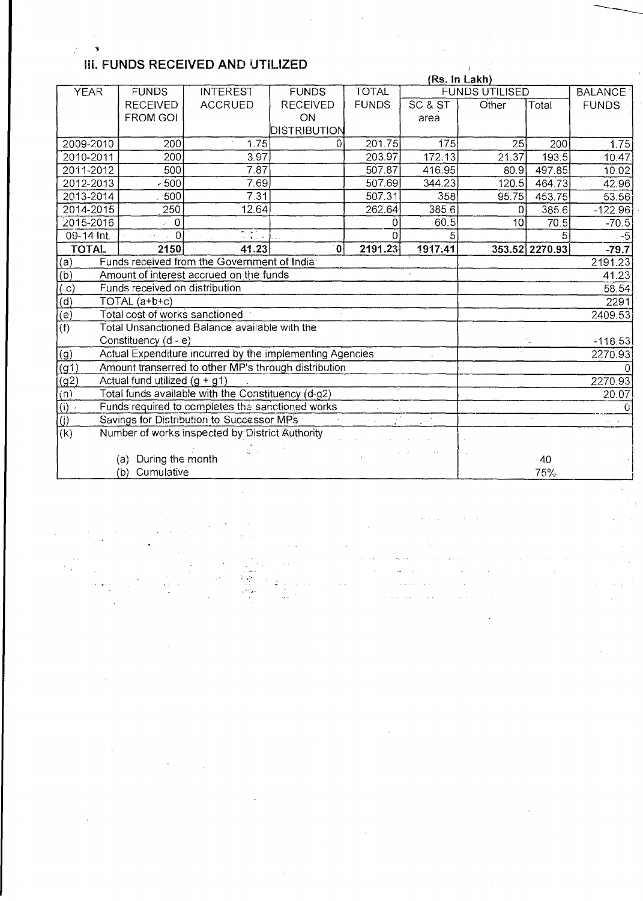## III. FUNDS RECEIVED AND UTILIZED

(Rs. In Lakh)

| YEAR | FUNDS RECEIVED FROM GOI | INTEREST ACCRUED | FUNDS RECEIVED ON DISTRIBUTION | TOTAL FUNDS | FUNDS UTILISED | | | BALANCE FUNDS |
|---|---|---|---|---|---|---|---|---|
| | | | | | SC & ST area | Other | Total | |
| 2009-2010 | 200 | 1.75 | 0 | 201.75 | 175 | 25 | 200 | 1.75 |
| 2010-2011 | 200 | 3.97 | | 203.97 | 172.13 | 21.37 | 193.5 | 10.47 |
| 2011-2012 | 500 | 7.87 | | 507.87 | 416.95 | 80.9 | 497.85 | 10.02 |
| 2012-2013 | 500 | 7.69 | | 507.69 | 344.23 | 120.5 | 464.73 | 42.96 |
| 2013-2014 | 500 | 7.31 | | 507.31 | 358 | 95.75 | 453.75 | 53.56 |
| 2014-2015 | 250 | 12.64 | | 262.64 | 385.6 | 0 | 385.6 | -122.96 |
| 2015-2016 | 0 | | | 0 | 60.5 | 10 | 70.5 | -70.5 |
| 09-14 Int. | 0 | | | 0 | 5 | | 5 | -5 |
| **TOTAL** | **2150** | **41.23** | **0** | **2191.23** | **1917.41** | **353.52** | **2270.93** | **-79.7** |

| | | |
|---|---|---|
| (a) | Funds received from the Government of India | 2191.23 |
| (b) | Amount of interest accrued on the funds | 41.23 |
| (c) | Funds received on distribution | 58.54 |
| (d) | TOTAL (a+b+c) | 2291 |
| (e) | Total cost of works sanctioned | 2409.53 |
| (f) | Total Unsanctioned Balance available with the Constituency (d - e) | -118.53 |
| (g) | Actual Expenditure incurred by the implementing Agencies | 2270.93 |
| (g1) | Amount transerred to other MP's through distribution | 0 |
| (g2) | Actual fund utilized (g + g1) | 2270.93 |
| (h) | Total funds available with the Constituency (d-g2) | 20.07 |
| (i) | Funds required to completes the sanctioned works | 0 |
| (j) | Savings for Distribution to Successor MPs | |
| (k) | Number of works inspected by District Authority | |
| | (a) During the month | 40 |
| | (b) Cumulative | 75% |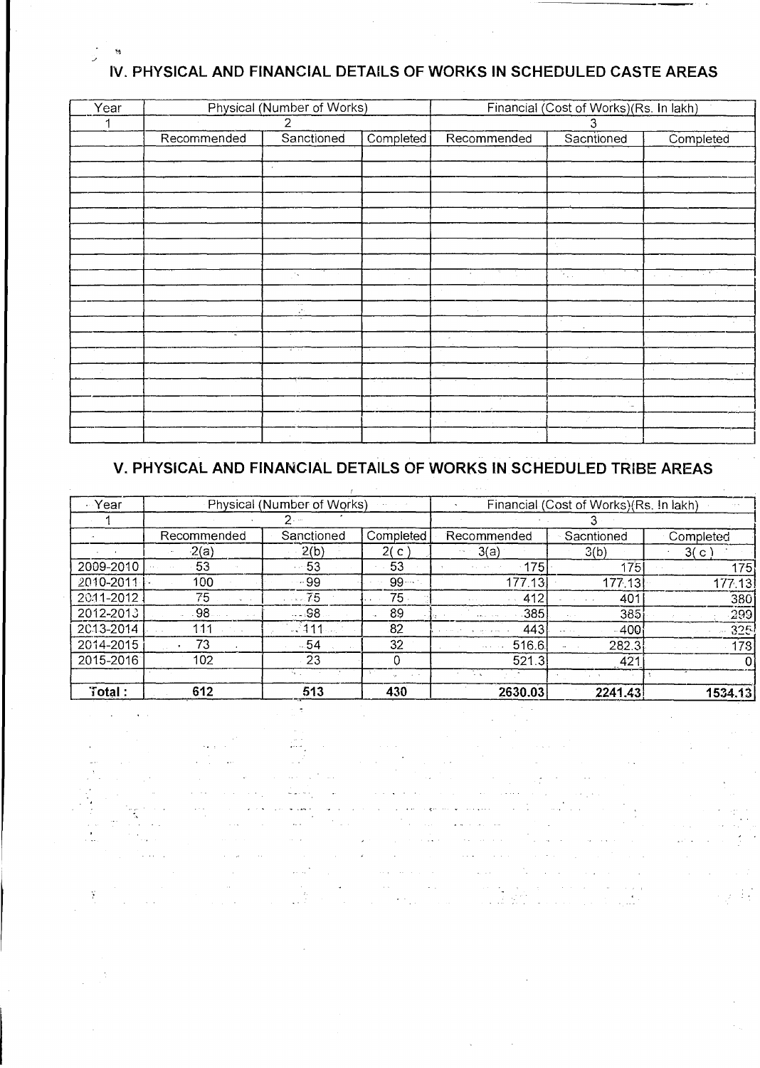## IV. PHYSICAL AND FINANCIAL DETAILS OF WORKS IN SCHEDULED CASTE AREAS

| Year | Physical (Number of Works) | | | Financial (Cost of Works)(Rs. In lakh) | | |
|---|---|---|---|---|---|---|
| 1 | 2 | | | 3 | | |
| | Recommended | Sanctioned | Completed | Recommended | Sacntioned | Completed |
| | | | | | | |
| | | | | | | |
| | | | | | | |
| | | | | | | |
| | | | | | | |
| | | | | | | |
| | | | | | | |
| | | | | | | |
| | | | | | | |
| | | | | | | |
| | | | | | | |
| | | | | | | |
| | | | | | | |
| | | | | | | |
| | | | | | | |
| | | | | | | |
| | | | | | | |
| | | | | | | |

## V. PHYSICAL AND FINANCIAL DETAILS OF WORKS IN SCHEDULED TRIBE AREAS

| Year | Physical (Number of Works) | | | Financial (Cost of Works)(Rs. In lakh) | | |
|---|---|---|---|---|---|---|
| 1 | 2 | | | 3 | | |
| | Recommended | Sanctioned | Completed | Recommended | Sacntioned | Completed |
| | 2(a) | 2(b) | 2( c ) | 3(a) | 3(b) | 3( c ) |
| 2009-2010 | 53 | 53 | 53 | 175 | 175 | 175 |
| 2010-2011 | 100 | 99 | 99 | 177.13 | 177.13 | 177.13 |
| 2011-2012 | 75 | 75 | 75 | 412 | 401 | 380 |
| 2012-2013 | 98 | 98 | 89 | 385 | 385 | 299 |
| 2013-2014 | 111 | 111 | 82 | 443 | 400 | 325 |
| 2014-2015 | 73 | 54 | 32 | 516.6 | 282.3 | 178 |
| 2015-2016 | 102 | 23 | 0 | 521.3 | 421 | 0 |
| | | | | | | |
| Total : | 612 | 513 | 430 | 2630.03 | 2241.43 | 1534.13 |